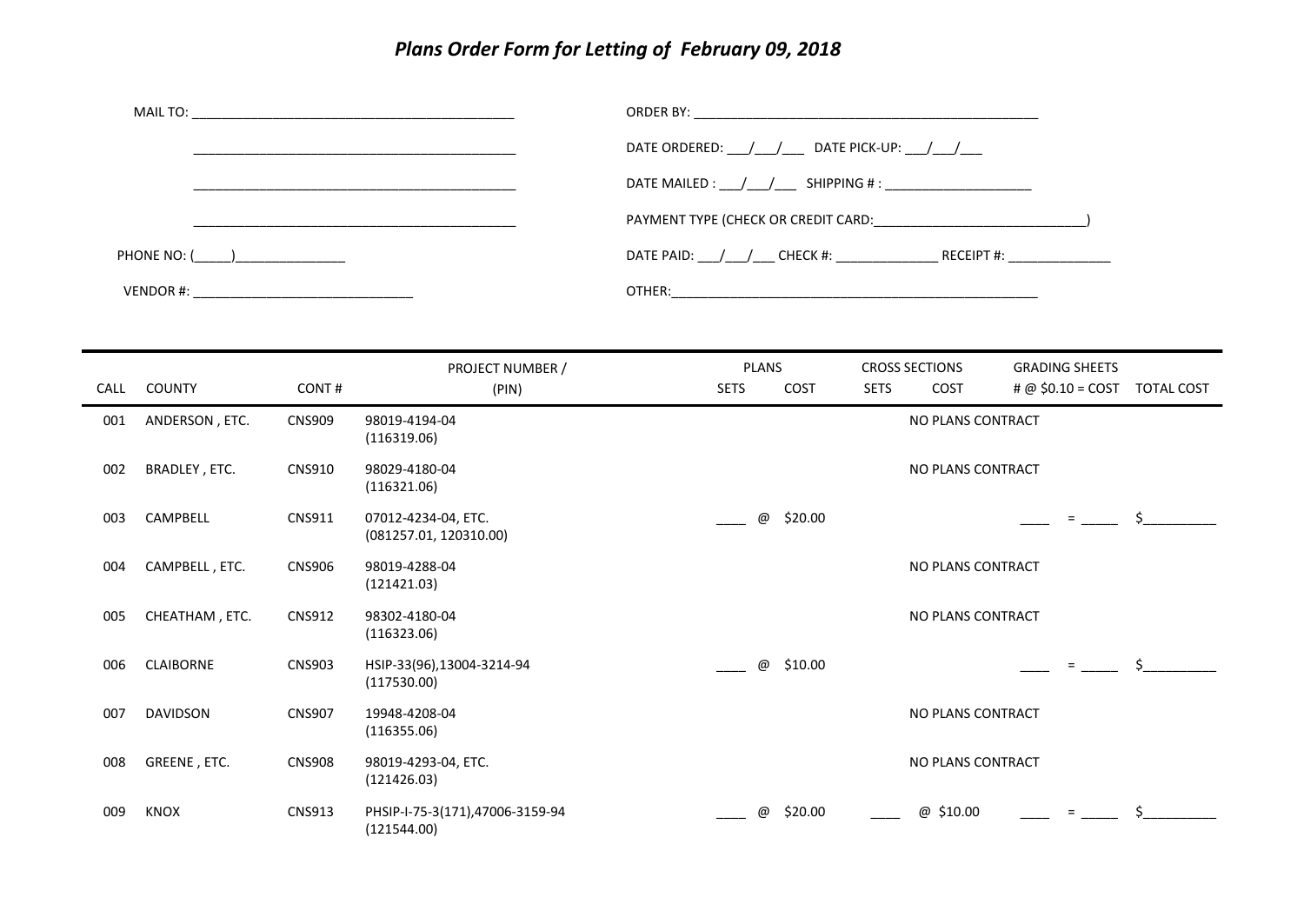# *Plans Order Form for Letting of February 09, 2018*

MAIL TO: ____________________________________________

____________________________________________

____________________________________________

____________________________________________

PHONE NO: (_____)_______________

VENDOR #: ______________________________

ORDER BY: ________________________________________________

DATE ORDERED: ___/___/___ DATE PICK-UP: ___/___/___

DATE MAILED : ___/___/___ SHIPPING # : ____________________

PAYMENT TYPE (CHECK OR CREDIT CARD:_____________________________)

DATE PAID: ___/___/___ CHECK #: ______________ RECEIPT #: ______________

OTHER:____________________________________________________

| CALL | COUNTY | CONT # | PROJECT NUMBER / (PIN) | PLANS SETS | PLANS COST | CROSS SECTIONS SETS | CROSS SECTIONS COST | GRADING SHEETS # @ $0.10 = COST | TOTAL COST |
|---|---|---|---|---|---|---|---|---|---|
| 001 | ANDERSON , ETC. | CNS909 | 98019-4194-04 (116319.06) | | | | NO PLANS CONTRACT | | |
| 002 | BRADLEY , ETC. | CNS910 | 98029-4180-04 (116321.06) | | | | NO PLANS CONTRACT | | |
| 003 | CAMPBELL | CNS911 | 07012-4234-04, ETC. (081257.01, 120310.00) | ____ @ | $20.00 | | | ____ = _____ | $__________ |
| 004 | CAMPBELL , ETC. | CNS906 | 98019-4288-04 (121421.03) | | | | NO PLANS CONTRACT | | |
| 005 | CHEATHAM , ETC. | CNS912 | 98302-4180-04 (116323.06) | | | | NO PLANS CONTRACT | | |
| 006 | CLAIBORNE | CNS903 | HSIP-33(96),13004-3214-94 (117530.00) | ____ @ | $10.00 | | | ____ = _____ | $__________ |
| 007 | DAVIDSON | CNS907 | 19948-4208-04 (116355.06) | | | | NO PLANS CONTRACT | | |
| 008 | GREENE , ETC. | CNS908 | 98019-4293-04, ETC. (121426.03) | | | | NO PLANS CONTRACT | | |
| 009 | KNOX | CNS913 | PHSIP-I-75-3(171),47006-3159-94 (121544.00) | ____ @ | $20.00 | ____ | @ $10.00 | ____ = _____ | $__________ |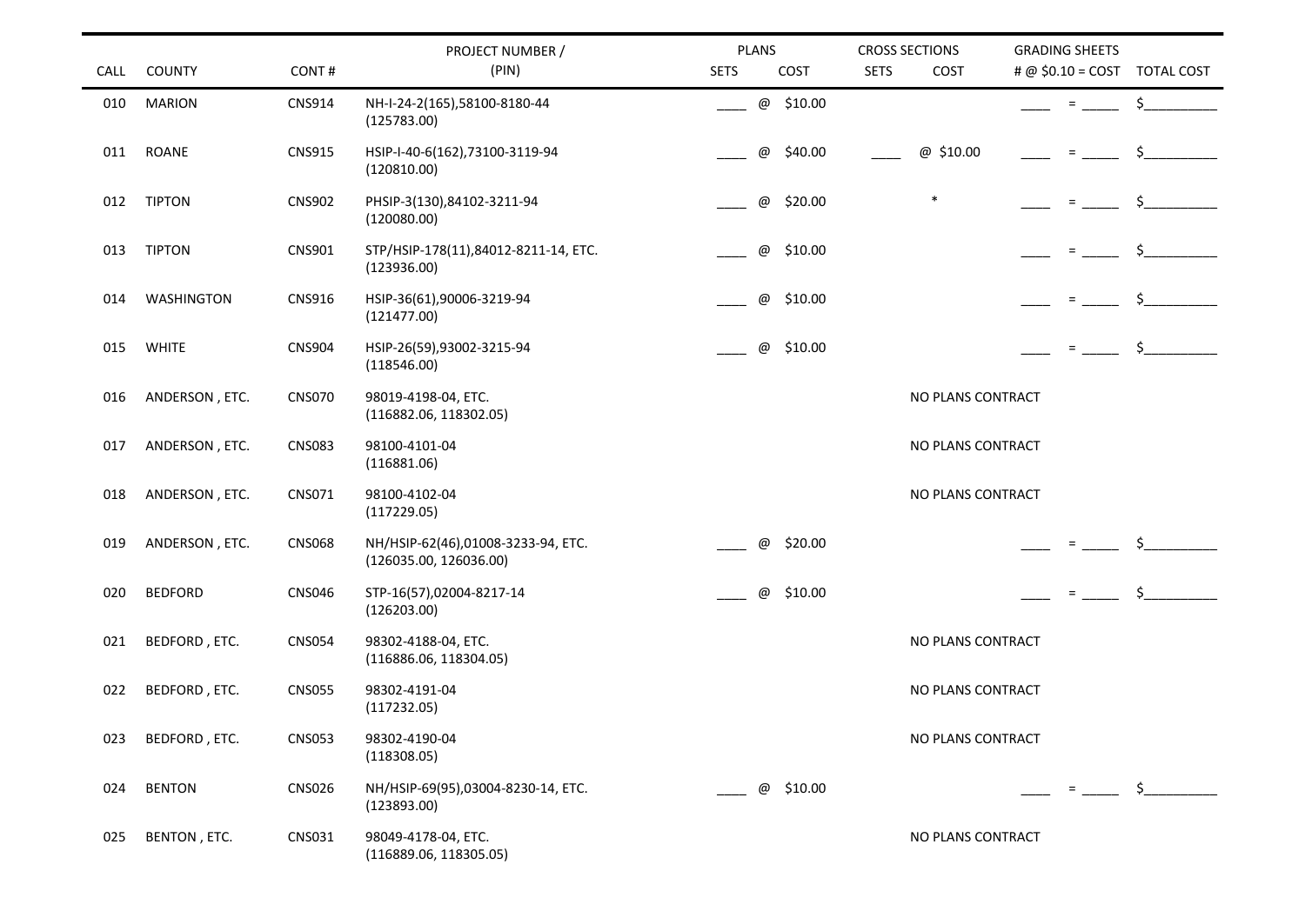| CALL | COUNTY | CONT # | PROJECT NUMBER / (PIN) | PLANS SETS | PLANS COST | CROSS SECTIONS SETS | CROSS SECTIONS COST | GRADING SHEETS # @ $0.10 = COST | TOTAL COST |
|---|---|---|---|---|---|---|---|---|---|
| 010 | MARION | CNS914 | NH-I-24-2(165),58100-8180-44 (125783.00) | ____ | @ $10.00 | | | ____ = _____ | $__________ |
| 011 | ROANE | CNS915 | HSIP-I-40-6(162),73100-3119-94 (120810.00) | ____ | @ $40.00 | ____ | @ $10.00 | ____ = _____ | $__________ |
| 012 | TIPTON | CNS902 | PHSIP-3(130),84102-3211-94 (120080.00) | ____ | @ $20.00 | | * | ____ = _____ | $__________ |
| 013 | TIPTON | CNS901 | STP/HSIP-178(11),84012-8211-14, ETC. (123936.00) | ____ | @ $10.00 | | | ____ = _____ | $__________ |
| 014 | WASHINGTON | CNS916 | HSIP-36(61),90006-3219-94 (121477.00) | ____ | @ $10.00 | | | ____ = _____ | $__________ |
| 015 | WHITE | CNS904 | HSIP-26(59),93002-3215-94 (118546.00) | ____ | @ $10.00 | | | ____ = _____ | $__________ |
| 016 | ANDERSON , ETC. | CNS070 | 98019-4198-04, ETC. (116882.06, 118302.05) | | | | NO PLANS CONTRACT | | |
| 017 | ANDERSON , ETC. | CNS083 | 98100-4101-04 (116881.06) | | | | NO PLANS CONTRACT | | |
| 018 | ANDERSON , ETC. | CNS071 | 98100-4102-04 (117229.05) | | | | NO PLANS CONTRACT | | |
| 019 | ANDERSON , ETC. | CNS068 | NH/HSIP-62(46),01008-3233-94, ETC. (126035.00, 126036.00) | ____ | @ $20.00 | | | ____ = _____ | $__________ |
| 020 | BEDFORD | CNS046 | STP-16(57),02004-8217-14 (126203.00) | ____ | @ $10.00 | | | ____ = _____ | $__________ |
| 021 | BEDFORD , ETC. | CNS054 | 98302-4188-04, ETC. (116886.06, 118304.05) | | | | NO PLANS CONTRACT | | |
| 022 | BEDFORD , ETC. | CNS055 | 98302-4191-04 (117232.05) | | | | NO PLANS CONTRACT | | |
| 023 | BEDFORD , ETC. | CNS053 | 98302-4190-04 (118308.05) | | | | NO PLANS CONTRACT | | |
| 024 | BENTON | CNS026 | NH/HSIP-69(95),03004-8230-14, ETC. (123893.00) | ____ | @ $10.00 | | | ____ = _____ | $__________ |
| 025 | BENTON , ETC. | CNS031 | 98049-4178-04, ETC. (116889.06, 118305.05) | | | | NO PLANS CONTRACT | | |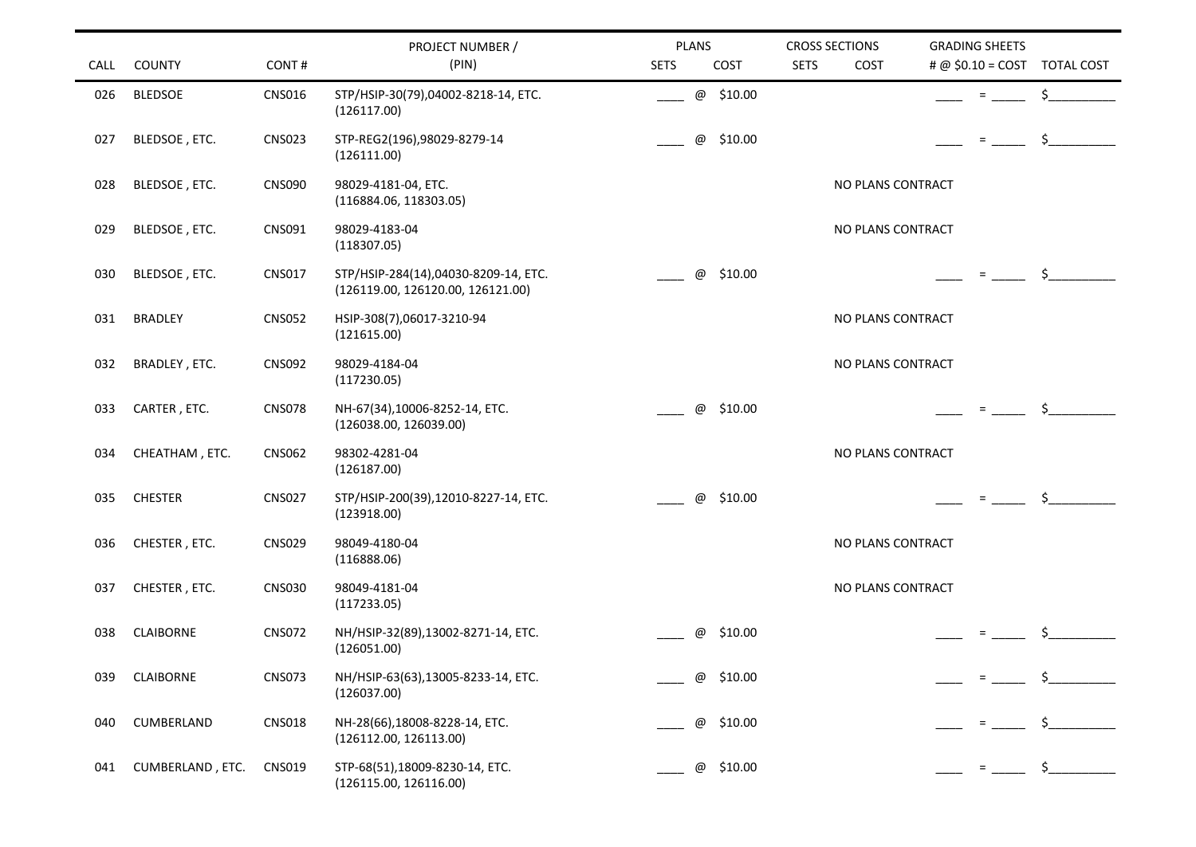| CALL | COUNTY | CONT # | PROJECT NUMBER / (PIN) | PLANS SETS | PLANS COST | CROSS SECTIONS SETS | CROSS SECTIONS COST | GRADING SHEETS # @ $0.10 = COST | TOTAL COST |
|---|---|---|---|---|---|---|---|---|---|
| 026 | BLEDSOE | CNS016 | STP/HSIP-30(79),04002-8218-14, ETC. (126117.00) | ____ | @ $10.00 | | | ____ = _____ | $__________ |
| 027 | BLEDSOE , ETC. | CNS023 | STP-REG2(196),98029-8279-14 (126111.00) | ____ | @ $10.00 | | | ____ = _____ | $__________ |
| 028 | BLEDSOE , ETC. | CNS090 | 98029-4181-04, ETC. (116884.06, 118303.05) | | | | NO PLANS CONTRACT | | |
| 029 | BLEDSOE , ETC. | CNS091 | 98029-4183-04 (118307.05) | | | | NO PLANS CONTRACT | | |
| 030 | BLEDSOE , ETC. | CNS017 | STP/HSIP-284(14),04030-8209-14, ETC. (126119.00, 126120.00, 126121.00) | ____ | @ $10.00 | | | ____ = _____ | $__________ |
| 031 | BRADLEY | CNS052 | HSIP-308(7),06017-3210-94 (121615.00) | | | | NO PLANS CONTRACT | | |
| 032 | BRADLEY , ETC. | CNS092 | 98029-4184-04 (117230.05) | | | | NO PLANS CONTRACT | | |
| 033 | CARTER , ETC. | CNS078 | NH-67(34),10006-8252-14, ETC. (126038.00, 126039.00) | ____ | @ $10.00 | | | ____ = _____ | $__________ |
| 034 | CHEATHAM , ETC. | CNS062 | 98302-4281-04 (126187.00) | | | | NO PLANS CONTRACT | | |
| 035 | CHESTER | CNS027 | STP/HSIP-200(39),12010-8227-14, ETC. (123918.00) | ____ | @ $10.00 | | | ____ = _____ | $__________ |
| 036 | CHESTER , ETC. | CNS029 | 98049-4180-04 (116888.06) | | | | NO PLANS CONTRACT | | |
| 037 | CHESTER , ETC. | CNS030 | 98049-4181-04 (117233.05) | | | | NO PLANS CONTRACT | | |
| 038 | CLAIBORNE | CNS072 | NH/HSIP-32(89),13002-8271-14, ETC. (126051.00) | ____ | @ $10.00 | | | ____ = _____ | $__________ |
| 039 | CLAIBORNE | CNS073 | NH/HSIP-63(63),13005-8233-14, ETC. (126037.00) | ____ | @ $10.00 | | | ____ = _____ | $__________ |
| 040 | CUMBERLAND | CNS018 | NH-28(66),18008-8228-14, ETC. (126112.00, 126113.00) | ____ | @ $10.00 | | | ____ = _____ | $__________ |
| 041 | CUMBERLAND , ETC. | CNS019 | STP-68(51),18009-8230-14, ETC. (126115.00, 126116.00) | ____ | @ $10.00 | | | ____ = _____ | $__________ |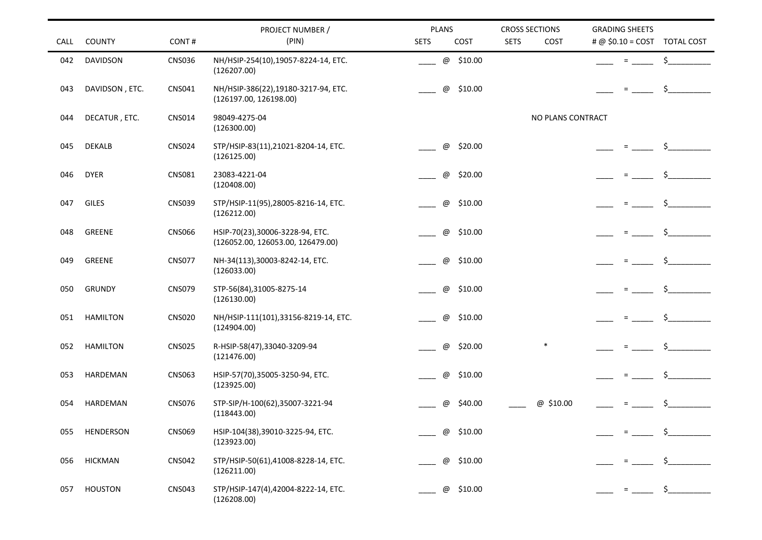| CALL | COUNTY | CONT # | PROJECT NUMBER / (PIN) | PLANS SETS | PLANS COST | CROSS SECTIONS SETS | CROSS SECTIONS COST | GRADING SHEETS # @ $0.10 = COST | TOTAL COST |
|---|---|---|---|---|---|---|---|---|---|
| 042 | DAVIDSON | CNS036 | NH/HSIP-254(10),19057-8224-14, ETC. (126207.00) | ____ | @ $10.00 | | | ____ = _____ | $__________ |
| 043 | DAVIDSON , ETC. | CNS041 | NH/HSIP-386(22),19180-3217-94, ETC. (126197.00, 126198.00) | ____ | @ $10.00 | | | ____ = _____ | $__________ |
| 044 | DECATUR , ETC. | CNS014 | 98049-4275-04 (126300.00) | | | NO PLANS CONTRACT | | | |
| 045 | DEKALB | CNS024 | STP/HSIP-83(11),21021-8204-14, ETC. (126125.00) | ____ | @ $20.00 | | | ____ = _____ | $__________ |
| 046 | DYER | CNS081 | 23083-4221-04 (120408.00) | ____ | @ $20.00 | | | ____ = _____ | $__________ |
| 047 | GILES | CNS039 | STP/HSIP-11(95),28005-8216-14, ETC. (126212.00) | ____ | @ $10.00 | | | ____ = _____ | $__________ |
| 048 | GREENE | CNS066 | HSIP-70(23),30006-3228-94, ETC. (126052.00, 126053.00, 126479.00) | ____ | @ $10.00 | | | ____ = _____ | $__________ |
| 049 | GREENE | CNS077 | NH-34(113),30003-8242-14, ETC. (126033.00) | ____ | @ $10.00 | | | ____ = _____ | $__________ |
| 050 | GRUNDY | CNS079 | STP-56(84),31005-8275-14 (126130.00) | ____ | @ $10.00 | | | ____ = _____ | $__________ |
| 051 | HAMILTON | CNS020 | NH/HSIP-111(101),33156-8219-14, ETC. (124904.00) | ____ | @ $10.00 | | | ____ = _____ | $__________ |
| 052 | HAMILTON | CNS025 | R-HSIP-58(47),33040-3209-94 (121476.00) | ____ | @ $20.00 | | * | ____ = _____ | $__________ |
| 053 | HARDEMAN | CNS063 | HSIP-57(70),35005-3250-94, ETC. (123925.00) | ____ | @ $10.00 | | | ____ = _____ | $__________ |
| 054 | HARDEMAN | CNS076 | STP-SIP/H-100(62),35007-3221-94 (118443.00) | ____ | @ $40.00 | ____ | @ $10.00 | ____ = _____ | $__________ |
| 055 | HENDERSON | CNS069 | HSIP-104(38),39010-3225-94, ETC. (123923.00) | ____ | @ $10.00 | | | ____ = _____ | $__________ |
| 056 | HICKMAN | CNS042 | STP/HSIP-50(61),41008-8228-14, ETC. (126211.00) | ____ | @ $10.00 | | | ____ = _____ | $__________ |
| 057 | HOUSTON | CNS043 | STP/HSIP-147(4),42004-8222-14, ETC. (126208.00) | ____ | @ $10.00 | | | ____ = _____ | $__________ |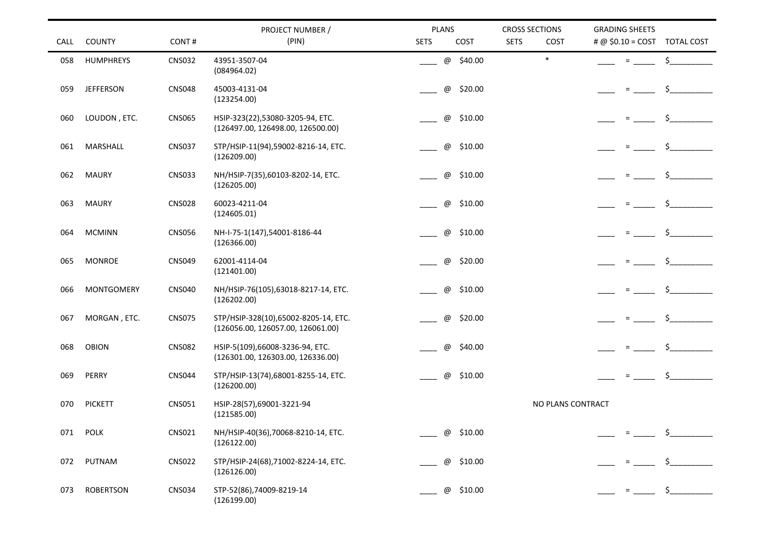| CALL | COUNTY | CONT # | PROJECT NUMBER / (PIN) | PLANS SETS | PLANS COST | CROSS SECTIONS SETS | CROSS SECTIONS COST | GRADING SHEETS # @ $0.10 = COST | TOTAL COST |
|---|---|---|---|---|---|---|---|---|---|
| 058 | HUMPHREYS | CNS032 | 43951-3507-04 (084964.02) | ____ | @ $40.00 | | * | ____ = _____ | $__________ |
| 059 | JEFFERSON | CNS048 | 45003-4131-04 (123254.00) | ____ | @ $20.00 | | | ____ = _____ | $__________ |
| 060 | LOUDON , ETC. | CNS065 | HSIP-323(22),53080-3205-94, ETC. (126497.00, 126498.00, 126500.00) | ____ | @ $10.00 | | | ____ = _____ | $__________ |
| 061 | MARSHALL | CNS037 | STP/HSIP-11(94),59002-8216-14, ETC. (126209.00) | ____ | @ $10.00 | | | ____ = _____ | $__________ |
| 062 | MAURY | CNS033 | NH/HSIP-7(35),60103-8202-14, ETC. (126205.00) | ____ | @ $10.00 | | | ____ = _____ | $__________ |
| 063 | MAURY | CNS028 | 60023-4211-04 (124605.01) | ____ | @ $10.00 | | | ____ = _____ | $__________ |
| 064 | MCMINN | CNS056 | NH-I-75-1(147),54001-8186-44 (126366.00) | ____ | @ $10.00 | | | ____ = _____ | $__________ |
| 065 | MONROE | CNS049 | 62001-4114-04 (121401.00) | ____ | @ $20.00 | | | ____ = _____ | $__________ |
| 066 | MONTGOMERY | CNS040 | NH/HSIP-76(105),63018-8217-14, ETC. (126202.00) | ____ | @ $10.00 | | | ____ = _____ | $__________ |
| 067 | MORGAN , ETC. | CNS075 | STP/HSIP-328(10),65002-8205-14, ETC. (126056.00, 126057.00, 126061.00) | ____ | @ $20.00 | | | ____ = _____ | $__________ |
| 068 | OBION | CNS082 | HSIP-5(109),66008-3236-94, ETC. (126301.00, 126303.00, 126336.00) | ____ | @ $40.00 | | | ____ = _____ | $__________ |
| 069 | PERRY | CNS044 | STP/HSIP-13(74),68001-8255-14, ETC. (126200.00) | ____ | @ $10.00 | | | ____ = _____ | $__________ |
| 070 | PICKETT | CNS051 | HSIP-28(57),69001-3221-94 (121585.00) | | | NO PLANS CONTRACT | | | |
| 071 | POLK | CNS021 | NH/HSIP-40(36),70068-8210-14, ETC. (126122.00) | ____ | @ $10.00 | | | ____ = _____ | $__________ |
| 072 | PUTNAM | CNS022 | STP/HSIP-24(68),71002-8224-14, ETC. (126126.00) | ____ | @ $10.00 | | | ____ = _____ | $__________ |
| 073 | ROBERTSON | CNS034 | STP-52(86),74009-8219-14 (126199.00) | ____ | @ $10.00 | | | ____ = _____ | $__________ |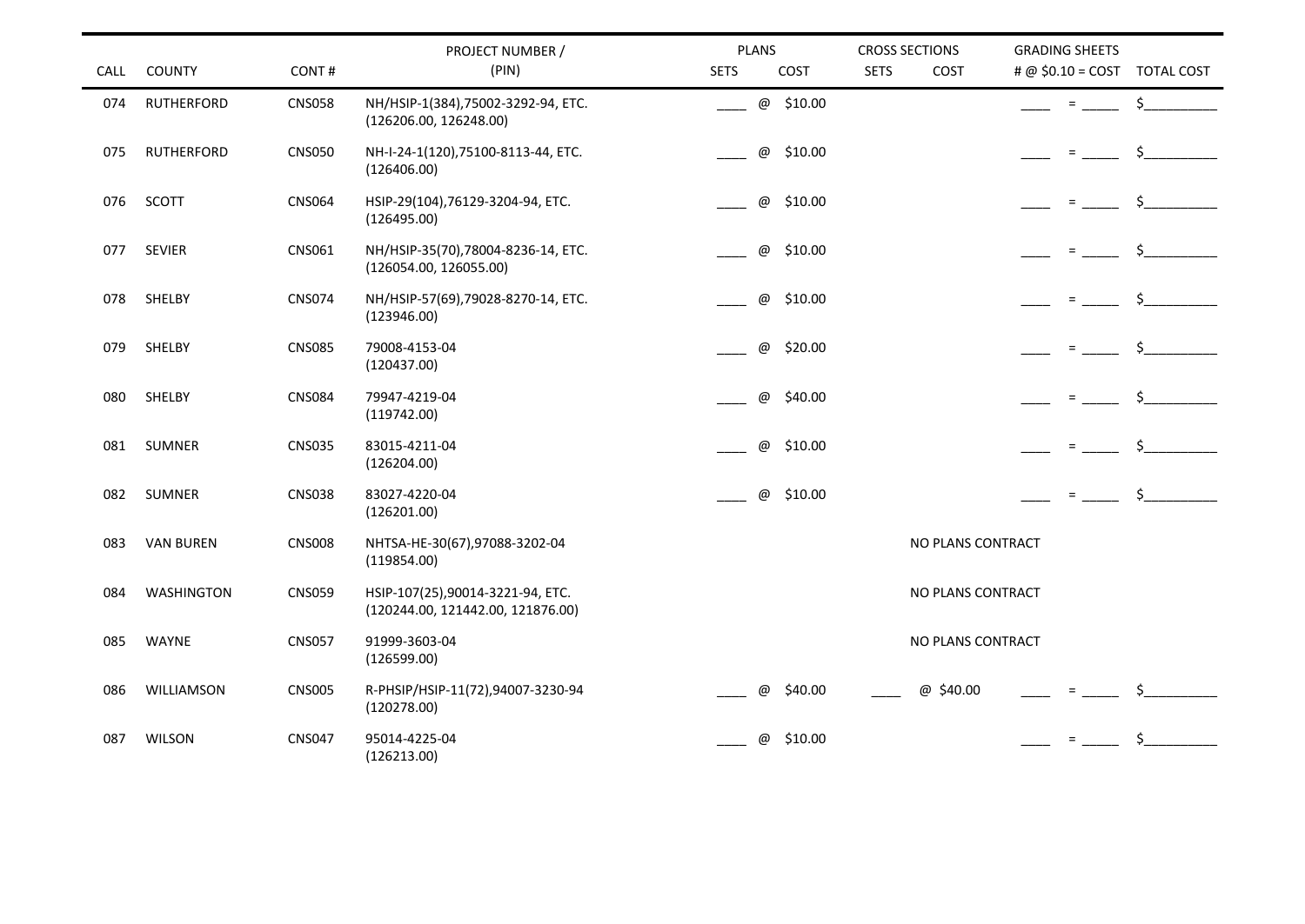| CALL | COUNTY | CONT # | PROJECT NUMBER / (PIN) | PLANS SETS | PLANS COST | CROSS SECTIONS SETS | CROSS SECTIONS COST | GRADING SHEETS # @ $0.10 = COST | TOTAL COST |
|---|---|---|---|---|---|---|---|---|---|
| 074 | RUTHERFORD | CNS058 | NH/HSIP-1(384),75002-3292-94, ETC. (126206.00, 126248.00) | ____ | @ $10.00 | | | ____ = _____ | $__________ |
| 075 | RUTHERFORD | CNS050 | NH-I-24-1(120),75100-8113-44, ETC. (126406.00) | ____ | @ $10.00 | | | ____ = _____ | $__________ |
| 076 | SCOTT | CNS064 | HSIP-29(104),76129-3204-94, ETC. (126495.00) | ____ | @ $10.00 | | | ____ = _____ | $__________ |
| 077 | SEVIER | CNS061 | NH/HSIP-35(70),78004-8236-14, ETC. (126054.00, 126055.00) | ____ | @ $10.00 | | | ____ = _____ | $__________ |
| 078 | SHELBY | CNS074 | NH/HSIP-57(69),79028-8270-14, ETC. (123946.00) | ____ | @ $10.00 | | | ____ = _____ | $__________ |
| 079 | SHELBY | CNS085 | 79008-4153-04 (120437.00) | ____ | @ $20.00 | | | ____ = _____ | $__________ |
| 080 | SHELBY | CNS084 | 79947-4219-04 (119742.00) | ____ | @ $40.00 | | | ____ = _____ | $__________ |
| 081 | SUMNER | CNS035 | 83015-4211-04 (126204.00) | ____ | @ $10.00 | | | ____ = _____ | $__________ |
| 082 | SUMNER | CNS038 | 83027-4220-04 (126201.00) | ____ | @ $10.00 | | | ____ = _____ | $__________ |
| 083 | VAN BUREN | CNS008 | NHTSA-HE-30(67),97088-3202-04 (119854.00) | | | | NO PLANS CONTRACT | | |
| 084 | WASHINGTON | CNS059 | HSIP-107(25),90014-3221-94, ETC. (120244.00, 121442.00, 121876.00) | | | | NO PLANS CONTRACT | | |
| 085 | WAYNE | CNS057 | 91999-3603-04 (126599.00) | | | | NO PLANS CONTRACT | | |
| 086 | WILLIAMSON | CNS005 | R-PHSIP/HSIP-11(72),94007-3230-94 (120278.00) | ____ | @ $40.00 | ____ | @ $40.00 | ____ = _____ | $__________ |
| 087 | WILSON | CNS047 | 95014-4225-04 (126213.00) | ____ | @ $10.00 | | | ____ = _____ | $__________ |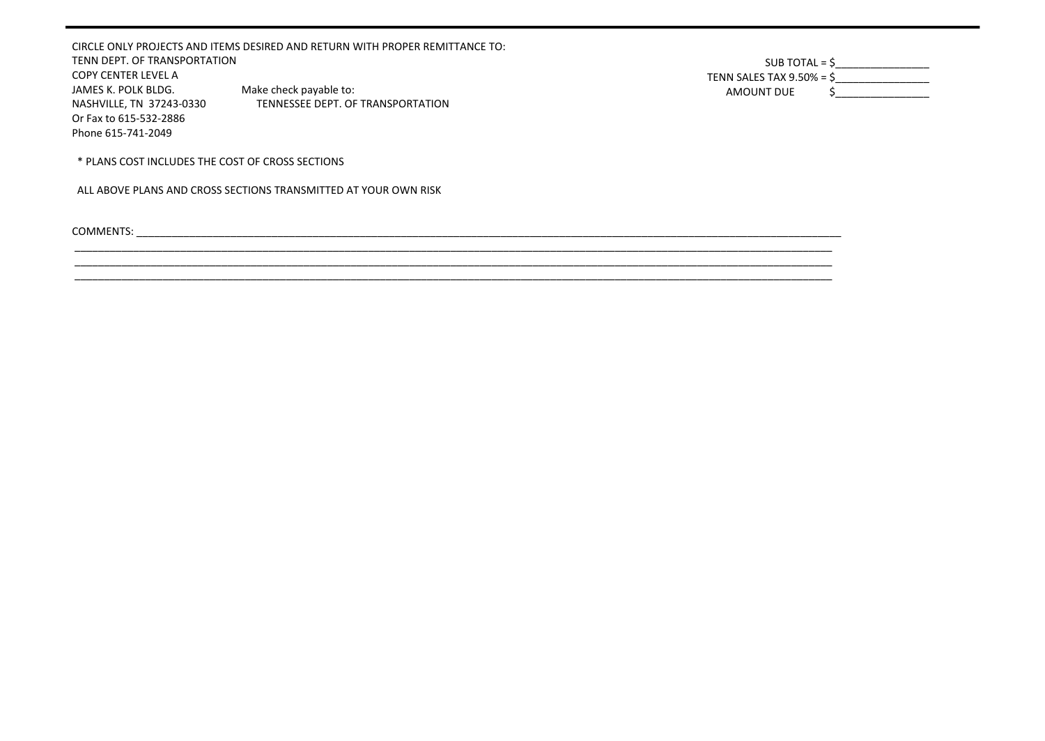CIRCLE ONLY PROJECTS AND ITEMS DESIRED AND RETURN WITH PROPER REMITTANCE TO:

TENN DEPT. OF TRANSPORTATION
COPY CENTER LEVEL A
JAMES K. POLK BLDG.
NASHVILLE, TN 37243-0330
Or Fax to 615-532-2886
Phone 615-741-2049

Make check payable to:
TENNESSEE DEPT. OF TRANSPORTATION

SUB TOTAL = $________________
TENN SALES TAX 9.50% = $________________
AMOUNT DUE $________________

\* PLANS COST INCLUDES THE COST OF CROSS SECTIONS

ALL ABOVE PLANS AND CROSS SECTIONS TRANSMITTED AT YOUR OWN RISK

COMMENTS: ____________________________________________________________________________________________________________
____________________________________________________________________________________________________________
____________________________________________________________________________________________________________
____________________________________________________________________________________________________________